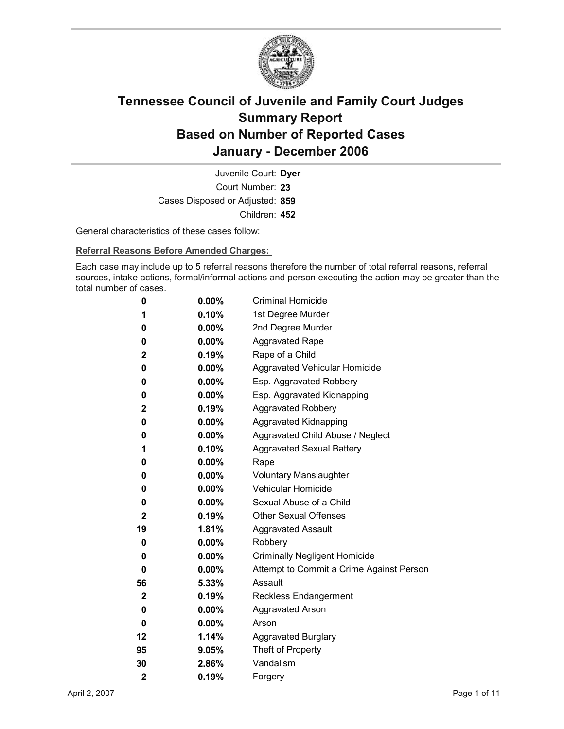# Tennessee Council of Juvenile and Family Court Judges
# Summary Report
# Based on Number of Reported Cases
# January - December 2006

Juvenile Court: **Dyer**

Court Number: **23**

Cases Disposed or Adjusted: **859**

Children: **452**

General characteristics of these cases follow:

**Referral Reasons Before Amended Charges:**

Each case may include up to 5 referral reasons therefore the number of total referral reasons, referral sources, intake actions, formal/informal actions and person executing the action may be greater than the total number of cases.

| | | |
|---|---|---|
| **0** | **0.00%** | Criminal Homicide |
| **1** | **0.10%** | 1st Degree Murder |
| **0** | **0.00%** | 2nd Degree Murder |
| **0** | **0.00%** | Aggravated Rape |
| **2** | **0.19%** | Rape of a Child |
| **0** | **0.00%** | Aggravated Vehicular Homicide |
| **0** | **0.00%** | Esp. Aggravated Robbery |
| **0** | **0.00%** | Esp. Aggravated Kidnapping |
| **2** | **0.19%** | Aggravated Robbery |
| **0** | **0.00%** | Aggravated Kidnapping |
| **0** | **0.00%** | Aggravated Child Abuse / Neglect |
| **1** | **0.10%** | Aggravated Sexual Battery |
| **0** | **0.00%** | Rape |
| **0** | **0.00%** | Voluntary Manslaughter |
| **0** | **0.00%** | Vehicular Homicide |
| **0** | **0.00%** | Sexual Abuse of a Child |
| **2** | **0.19%** | Other Sexual Offenses |
| **19** | **1.81%** | Aggravated Assault |
| **0** | **0.00%** | Robbery |
| **0** | **0.00%** | Criminally Negligent Homicide |
| **0** | **0.00%** | Attempt to Commit a Crime Against Person |
| **56** | **5.33%** | Assault |
| **2** | **0.19%** | Reckless Endangerment |
| **0** | **0.00%** | Aggravated Arson |
| **0** | **0.00%** | Arson |
| **12** | **1.14%** | Aggravated Burglary |
| **95** | **9.05%** | Theft of Property |
| **30** | **2.86%** | Vandalism |
| **2** | **0.19%** | Forgery |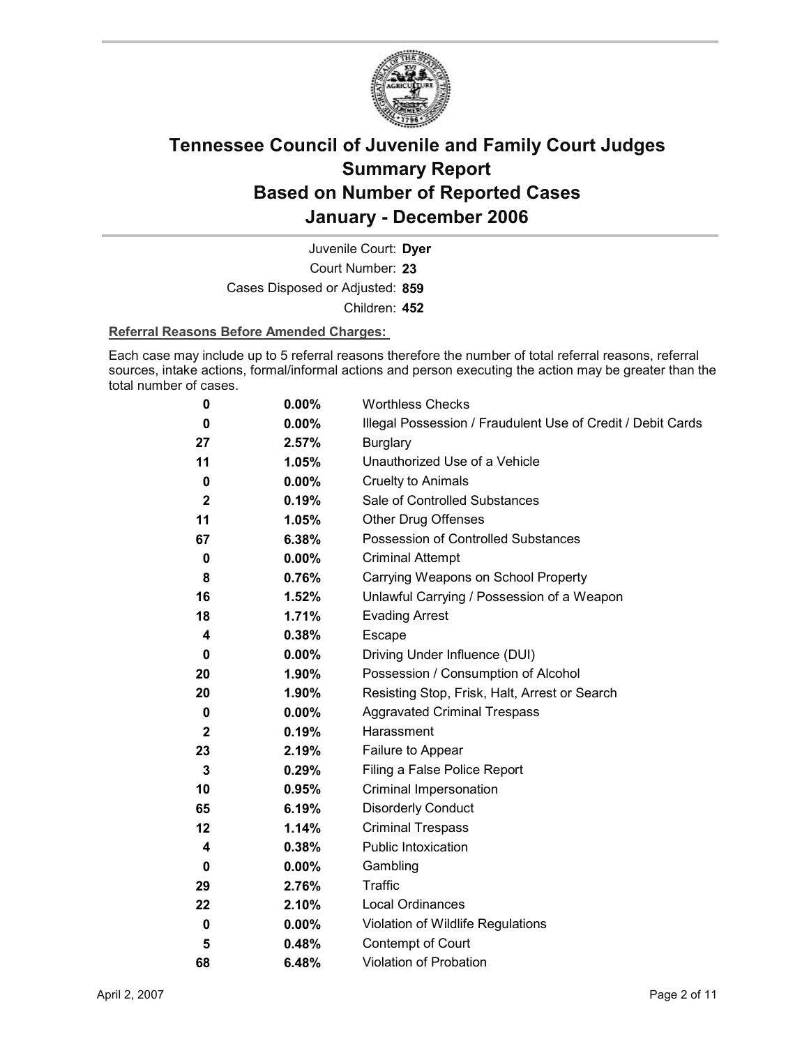# Tennessee Council of Juvenile and Family Court Judges Summary Report Based on Number of Reported Cases January - December 2006

Juvenile Court: **Dyer**

Court Number: **23**

Cases Disposed or Adjusted: **859**

Children: **452**

**Referral Reasons Before Amended Charges:**

Each case may include up to 5 referral reasons therefore the number of total referral reasons, referral sources, intake actions, formal/informal actions and person executing the action may be greater than the total number of cases.

| Count | Percent | Reason |
|---|---|---|
| 0 | 0.00% | Worthless Checks |
| 0 | 0.00% | Illegal Possession / Fraudulent Use of Credit / Debit Cards |
| 27 | 2.57% | Burglary |
| 11 | 1.05% | Unauthorized Use of a Vehicle |
| 0 | 0.00% | Cruelty to Animals |
| 2 | 0.19% | Sale of Controlled Substances |
| 11 | 1.05% | Other Drug Offenses |
| 67 | 6.38% | Possession of Controlled Substances |
| 0 | 0.00% | Criminal Attempt |
| 8 | 0.76% | Carrying Weapons on School Property |
| 16 | 1.52% | Unlawful Carrying / Possession of a Weapon |
| 18 | 1.71% | Evading Arrest |
| 4 | 0.38% | Escape |
| 0 | 0.00% | Driving Under Influence (DUI) |
| 20 | 1.90% | Possession / Consumption of Alcohol |
| 20 | 1.90% | Resisting Stop, Frisk, Halt, Arrest or Search |
| 0 | 0.00% | Aggravated Criminal Trespass |
| 2 | 0.19% | Harassment |
| 23 | 2.19% | Failure to Appear |
| 3 | 0.29% | Filing a False Police Report |
| 10 | 0.95% | Criminal Impersonation |
| 65 | 6.19% | Disorderly Conduct |
| 12 | 1.14% | Criminal Trespass |
| 4 | 0.38% | Public Intoxication |
| 0 | 0.00% | Gambling |
| 29 | 2.76% | Traffic |
| 22 | 2.10% | Local Ordinances |
| 0 | 0.00% | Violation of Wildlife Regulations |
| 5 | 0.48% | Contempt of Court |
| 68 | 6.48% | Violation of Probation |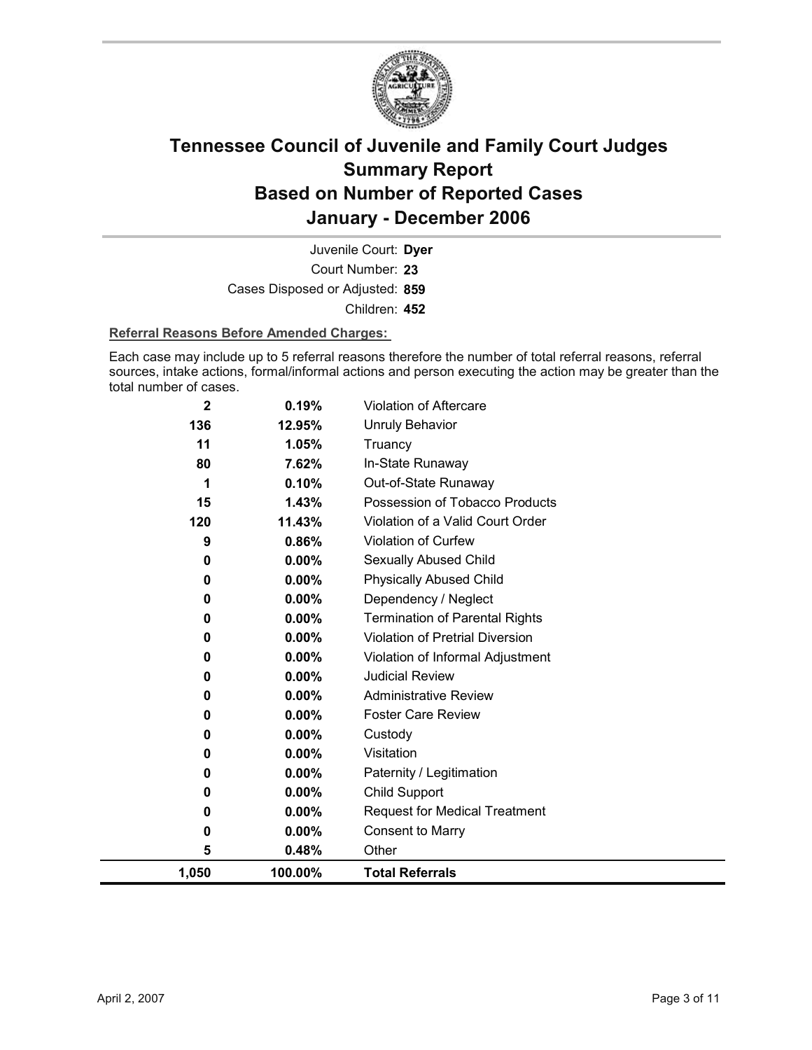# Tennessee Council of Juvenile and Family Court Judges Summary Report Based on Number of Reported Cases January - December 2006

Juvenile Court: **Dyer**

Court Number: **23**

Cases Disposed or Adjusted: **859**

Children: **452**

**Referral Reasons Before Amended Charges:**

Each case may include up to 5 referral reasons therefore the number of total referral reasons, referral sources, intake actions, formal/informal actions and person executing the action may be greater than the total number of cases.

| Count | Percent | Referral Reason |
|---|---|---|
| 2 | 0.19% | Violation of Aftercare |
| 136 | 12.95% | Unruly Behavior |
| 11 | 1.05% | Truancy |
| 80 | 7.62% | In-State Runaway |
| 1 | 0.10% | Out-of-State Runaway |
| 15 | 1.43% | Possession of Tobacco Products |
| 120 | 11.43% | Violation of a Valid Court Order |
| 9 | 0.86% | Violation of Curfew |
| 0 | 0.00% | Sexually Abused Child |
| 0 | 0.00% | Physically Abused Child |
| 0 | 0.00% | Dependency / Neglect |
| 0 | 0.00% | Termination of Parental Rights |
| 0 | 0.00% | Violation of Pretrial Diversion |
| 0 | 0.00% | Violation of Informal Adjustment |
| 0 | 0.00% | Judicial Review |
| 0 | 0.00% | Administrative Review |
| 0 | 0.00% | Foster Care Review |
| 0 | 0.00% | Custody |
| 0 | 0.00% | Visitation |
| 0 | 0.00% | Paternity / Legitimation |
| 0 | 0.00% | Child Support |
| 0 | 0.00% | Request for Medical Treatment |
| 0 | 0.00% | Consent to Marry |
| 5 | 0.48% | Other |
| **1,050** | **100.00%** | **Total Referrals** |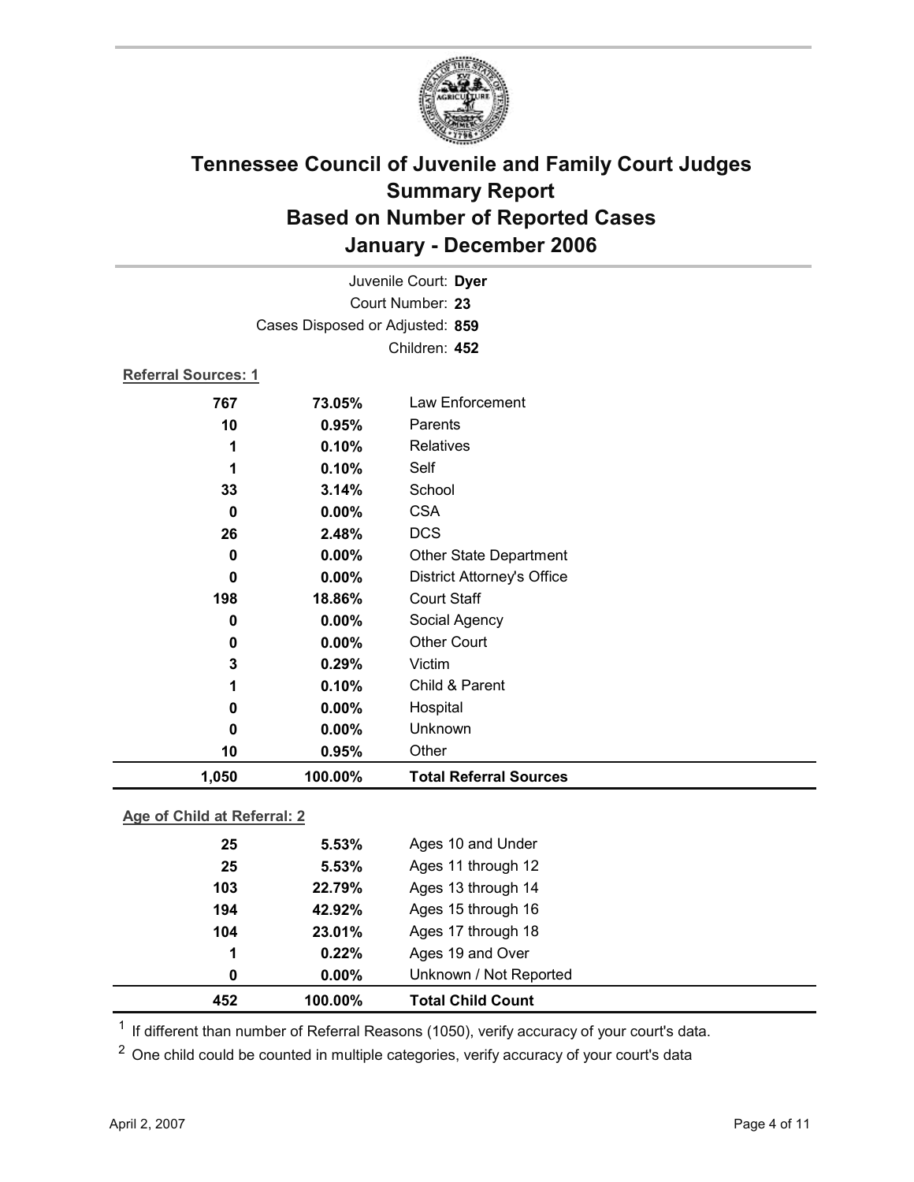# Tennessee Council of Juvenile and Family Court Judges
## Summary Report
## Based on Number of Reported Cases
## January - December 2006

Juvenile Court: **Dyer**
Court Number: **23**
Cases Disposed or Adjusted: **859**
Children: **452**

**Referral Sources: 1**

| Count | Percent | Source |
|---|---|---|
| 767 | 73.05% | Law Enforcement |
| 10 | 0.95% | Parents |
| 1 | 0.10% | Relatives |
| 1 | 0.10% | Self |
| 33 | 3.14% | School |
| 0 | 0.00% | CSA |
| 26 | 2.48% | DCS |
| 0 | 0.00% | Other State Department |
| 0 | 0.00% | District Attorney's Office |
| 198 | 18.86% | Court Staff |
| 0 | 0.00% | Social Agency |
| 0 | 0.00% | Other Court |
| 3 | 0.29% | Victim |
| 1 | 0.10% | Child & Parent |
| 0 | 0.00% | Hospital |
| 0 | 0.00% | Unknown |
| 10 | 0.95% | Other |
| **1,050** | **100.00%** | **Total Referral Sources** |

**Age of Child at Referral: 2**

| Count | Percent | Age |
|---|---|---|
| 25 | 5.53% | Ages 10 and Under |
| 25 | 5.53% | Ages 11 through 12 |
| 103 | 22.79% | Ages 13 through 14 |
| 194 | 42.92% | Ages 15 through 16 |
| 104 | 23.01% | Ages 17 through 18 |
| 1 | 0.22% | Ages 19 and Over |
| 0 | 0.00% | Unknown / Not Reported |
| **452** | **100.00%** | **Total Child Count** |

[1] If different than number of Referral Reasons (1050), verify accuracy of your court's data.

[2] One child could be counted in multiple categories, verify accuracy of your court's data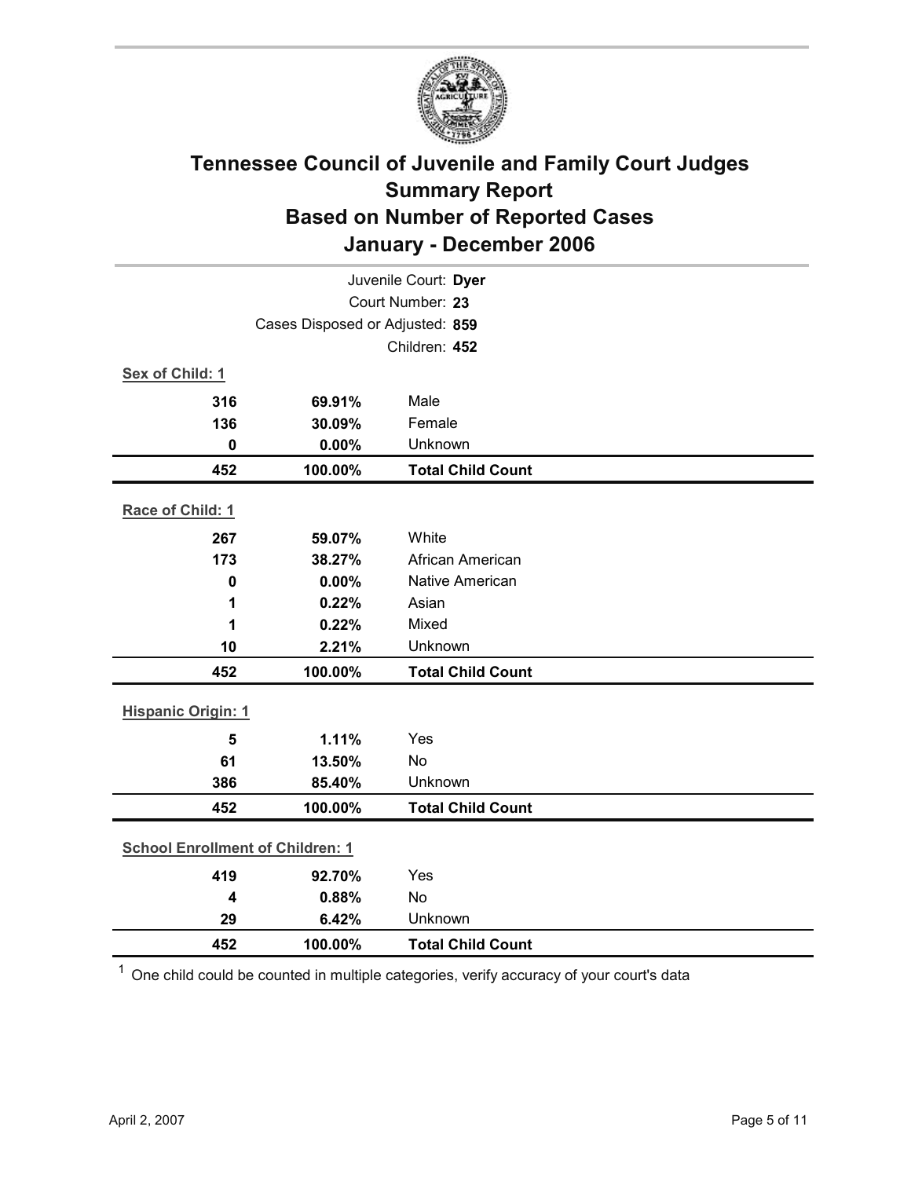# Tennessee Council of Juvenile and Family Court Judges
## Summary Report
## Based on Number of Reported Cases
## January - December 2006

Juvenile Court: **Dyer**
Court Number: **23**
Cases Disposed or Adjusted: **859**
Children: **452**

**Sex of Child: 1**

| Count | Percent | Category |
|---|---|---|
| 316 | 69.91% | Male |
| 136 | 30.09% | Female |
| 0 | 0.00% | Unknown |
| **452** | **100.00%** | **Total Child Count** |

**Race of Child: 1**

| Count | Percent | Category |
|---|---|---|
| 267 | 59.07% | White |
| 173 | 38.27% | African American |
| 0 | 0.00% | Native American |
| 1 | 0.22% | Asian |
| 1 | 0.22% | Mixed |
| 10 | 2.21% | Unknown |
| **452** | **100.00%** | **Total Child Count** |

**Hispanic Origin: 1**

| Count | Percent | Category |
|---|---|---|
| 5 | 1.11% | Yes |
| 61 | 13.50% | No |
| 386 | 85.40% | Unknown |
| **452** | **100.00%** | **Total Child Count** |

**School Enrollment of Children: 1**

| Count | Percent | Category |
|---|---|---|
| 419 | 92.70% | Yes |
| 4 | 0.88% | No |
| 29 | 6.42% | Unknown |
| **452** | **100.00%** | **Total Child Count** |

[1] One child could be counted in multiple categories, verify accuracy of your court's data

April 2, 2007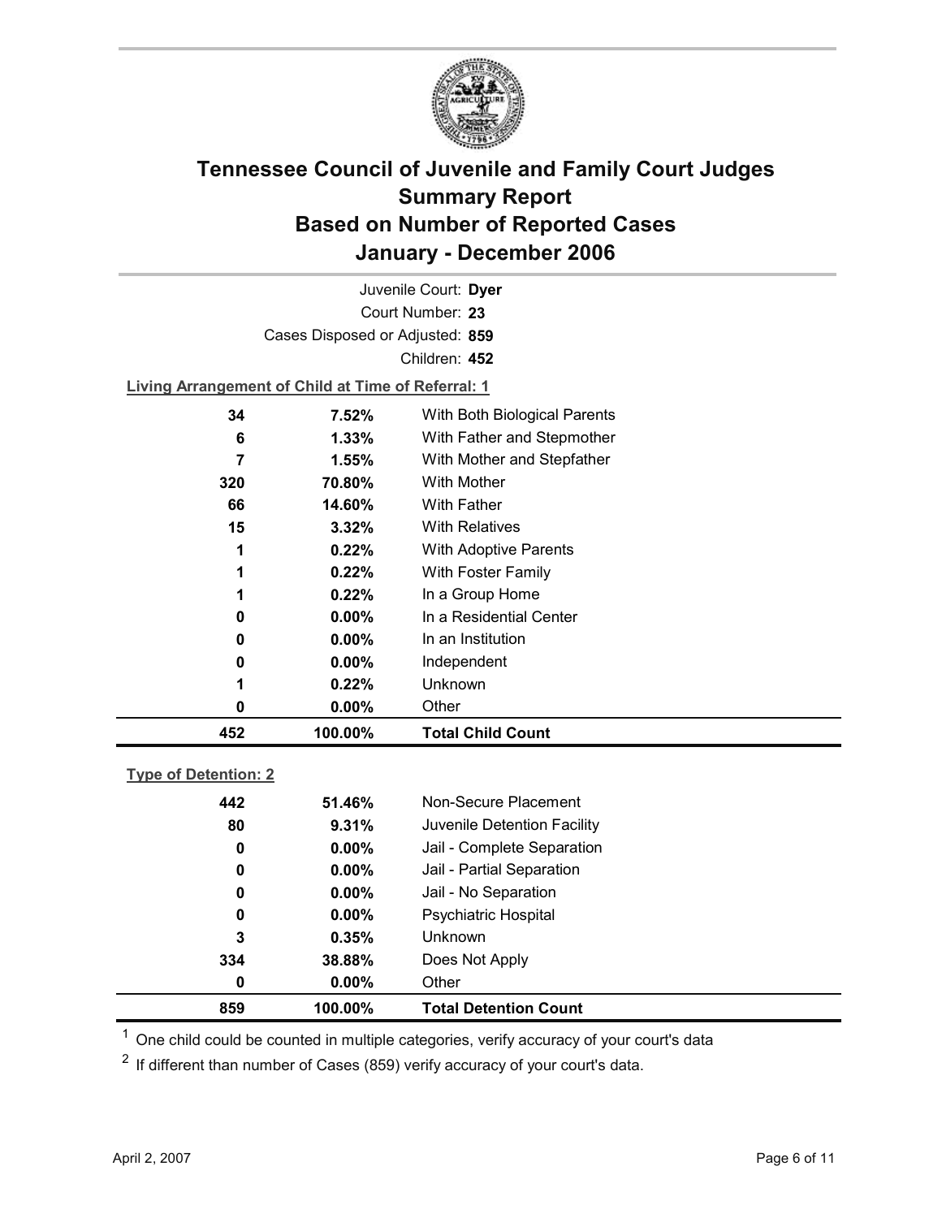# Tennessee Council of Juvenile and Family Court Judges Summary Report Based on Number of Reported Cases January - December 2006

Juvenile Court: **Dyer**

Court Number: **23**

Cases Disposed or Adjusted: **859**

Children: **452**

**Living Arrangement of Child at Time of Referral: 1**

| Count | Percent | Living Arrangement |
|---|---|---|
| 34 | 7.52% | With Both Biological Parents |
| 6 | 1.33% | With Father and Stepmother |
| 7 | 1.55% | With Mother and Stepfather |
| 320 | 70.80% | With Mother |
| 66 | 14.60% | With Father |
| 15 | 3.32% | With Relatives |
| 1 | 0.22% | With Adoptive Parents |
| 1 | 0.22% | With Foster Family |
| 1 | 0.22% | In a Group Home |
| 0 | 0.00% | In a Residential Center |
| 0 | 0.00% | In an Institution |
| 0 | 0.00% | Independent |
| 1 | 0.22% | Unknown |
| 0 | 0.00% | Other |
| **452** | **100.00%** | **Total Child Count** |

**Type of Detention: 2**

| Count | Percent | Type of Detention |
|---|---|---|
| 442 | 51.46% | Non-Secure Placement |
| 80 | 9.31% | Juvenile Detention Facility |
| 0 | 0.00% | Jail - Complete Separation |
| 0 | 0.00% | Jail - Partial Separation |
| 0 | 0.00% | Jail - No Separation |
| 0 | 0.00% | Psychiatric Hospital |
| 3 | 0.35% | Unknown |
| 334 | 38.88% | Does Not Apply |
| 0 | 0.00% | Other |
| **859** | **100.00%** | **Total Detention Count** |

[1] One child could be counted in multiple categories, verify accuracy of your court's data

[2] If different than number of Cases (859) verify accuracy of your court's data.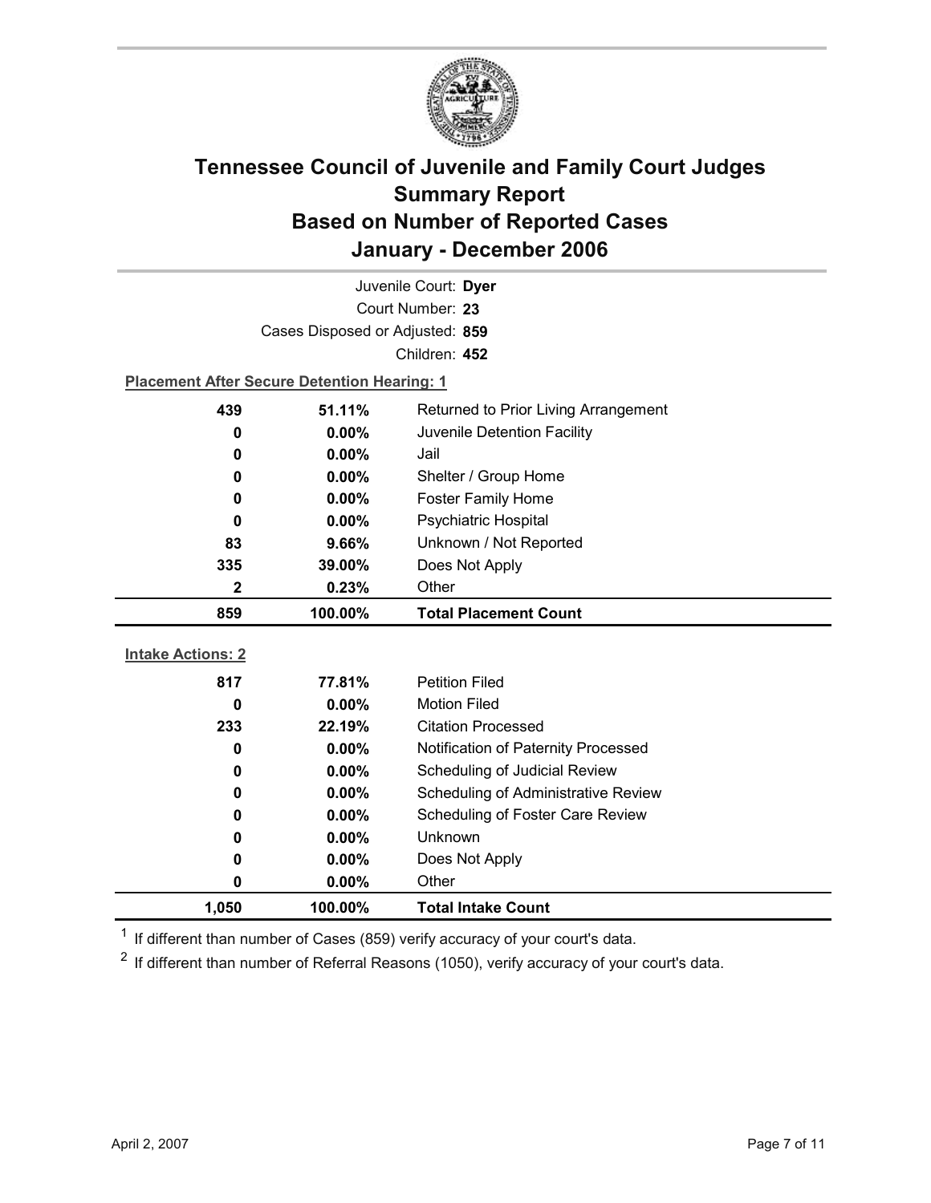# Tennessee Council of Juvenile and Family Court Judges Summary Report Based on Number of Reported Cases January - December 2006

Juvenile Court: **Dyer**

Court Number: **23**

Cases Disposed or Adjusted: **859**

Children: **452**

**Placement After Secure Detention Hearing: 1**

| Count | Percent | Category |
|---|---|---|
| 439 | 51.11% | Returned to Prior Living Arrangement |
| 0 | 0.00% | Juvenile Detention Facility |
| 0 | 0.00% | Jail |
| 0 | 0.00% | Shelter / Group Home |
| 0 | 0.00% | Foster Family Home |
| 0 | 0.00% | Psychiatric Hospital |
| 83 | 9.66% | Unknown / Not Reported |
| 335 | 39.00% | Does Not Apply |
| 2 | 0.23% | Other |
| **859** | **100.00%** | **Total Placement Count** |

**Intake Actions: 2**

| Count | Percent | Category |
|---|---|---|
| 817 | 77.81% | Petition Filed |
| 0 | 0.00% | Motion Filed |
| 233 | 22.19% | Citation Processed |
| 0 | 0.00% | Notification of Paternity Processed |
| 0 | 0.00% | Scheduling of Judicial Review |
| 0 | 0.00% | Scheduling of Administrative Review |
| 0 | 0.00% | Scheduling of Foster Care Review |
| 0 | 0.00% | Unknown |
| 0 | 0.00% | Does Not Apply |
| 0 | 0.00% | Other |
| **1,050** | **100.00%** | **Total Intake Count** |

[1] If different than number of Cases (859) verify accuracy of your court's data.

[2] If different than number of Referral Reasons (1050), verify accuracy of your court's data.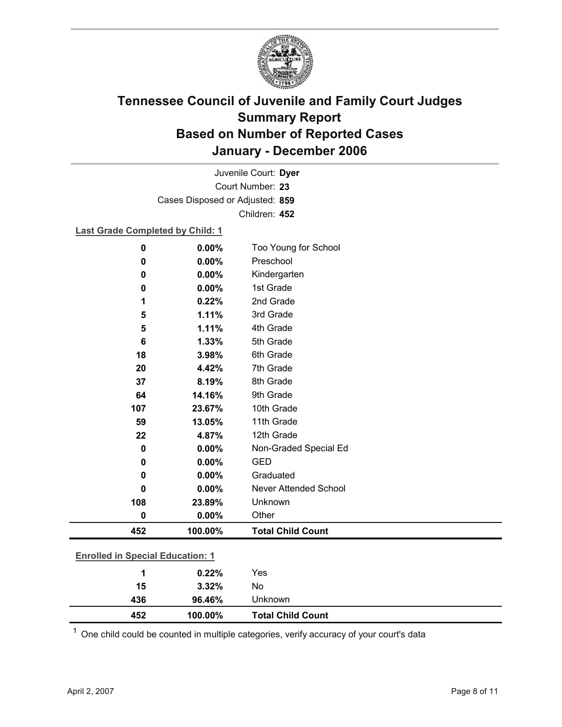# Tennessee Council of Juvenile and Family Court Judges
## Summary Report
## Based on Number of Reported Cases
## January - December 2006

Juvenile Court: **Dyer**
Court Number: **23**
Cases Disposed or Adjusted: **859**
Children: **452**

**Last Grade Completed by Child: 1**

| Count | Percent | Category |
|---|---|---|
| 0 | 0.00% | Too Young for School |
| 0 | 0.00% | Preschool |
| 0 | 0.00% | Kindergarten |
| 0 | 0.00% | 1st Grade |
| 1 | 0.22% | 2nd Grade |
| 5 | 1.11% | 3rd Grade |
| 5 | 1.11% | 4th Grade |
| 6 | 1.33% | 5th Grade |
| 18 | 3.98% | 6th Grade |
| 20 | 4.42% | 7th Grade |
| 37 | 8.19% | 8th Grade |
| 64 | 14.16% | 9th Grade |
| 107 | 23.67% | 10th Grade |
| 59 | 13.05% | 11th Grade |
| 22 | 4.87% | 12th Grade |
| 0 | 0.00% | Non-Graded Special Ed |
| 0 | 0.00% | GED |
| 0 | 0.00% | Graduated |
| 0 | 0.00% | Never Attended School |
| 108 | 23.89% | Unknown |
| 0 | 0.00% | Other |
| **452** | **100.00%** | **Total Child Count** |

**Enrolled in Special Education: 1**

| Count | Percent | Category |
|---|---|---|
| 1 | 0.22% | Yes |
| 15 | 3.32% | No |
| 436 | 96.46% | Unknown |
| **452** | **100.00%** | **Total Child Count** |

[1] One child could be counted in multiple categories, verify accuracy of your court's data

April 2, 2007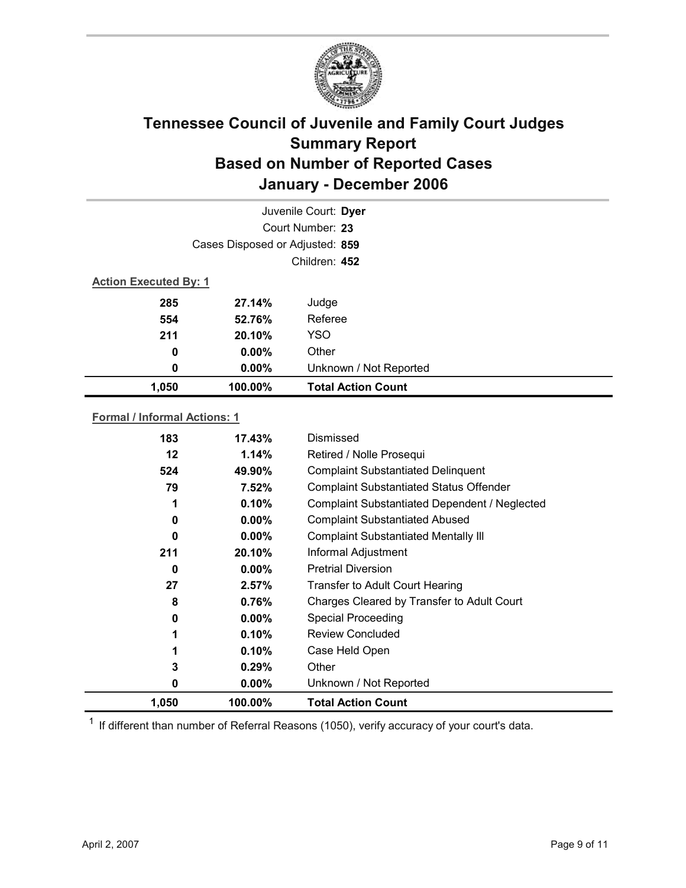# Tennessee Council of Juvenile and Family Court Judges Summary Report Based on Number of Reported Cases January - December 2006

Juvenile Court: **Dyer**

Court Number: **23**

Cases Disposed or Adjusted: **859**

Children: **452**

**Action Executed By: 1**

| | | |
|---|---|---|
| 285 | 27.14% | Judge |
| 554 | 52.76% | Referee |
| 211 | 20.10% | YSO |
| 0 | 0.00% | Other |
| 0 | 0.00% | Unknown / Not Reported |
| **1,050** | **100.00%** | **Total Action Count** |

**Formal / Informal Actions: 1**

| | | |
|---|---|---|
| 183 | 17.43% | Dismissed |
| 12 | 1.14% | Retired / Nolle Prosequi |
| 524 | 49.90% | Complaint Substantiated Delinquent |
| 79 | 7.52% | Complaint Substantiated Status Offender |
| 1 | 0.10% | Complaint Substantiated Dependent / Neglected |
| 0 | 0.00% | Complaint Substantiated Abused |
| 0 | 0.00% | Complaint Substantiated Mentally Ill |
| 211 | 20.10% | Informal Adjustment |
| 0 | 0.00% | Pretrial Diversion |
| 27 | 2.57% | Transfer to Adult Court Hearing |
| 8 | 0.76% | Charges Cleared by Transfer to Adult Court |
| 0 | 0.00% | Special Proceeding |
| 1 | 0.10% | Review Concluded |
| 1 | 0.10% | Case Held Open |
| 3 | 0.29% | Other |
| 0 | 0.00% | Unknown / Not Reported |
| **1,050** | **100.00%** | **Total Action Count** |

[1] If different than number of Referral Reasons (1050), verify accuracy of your court's data.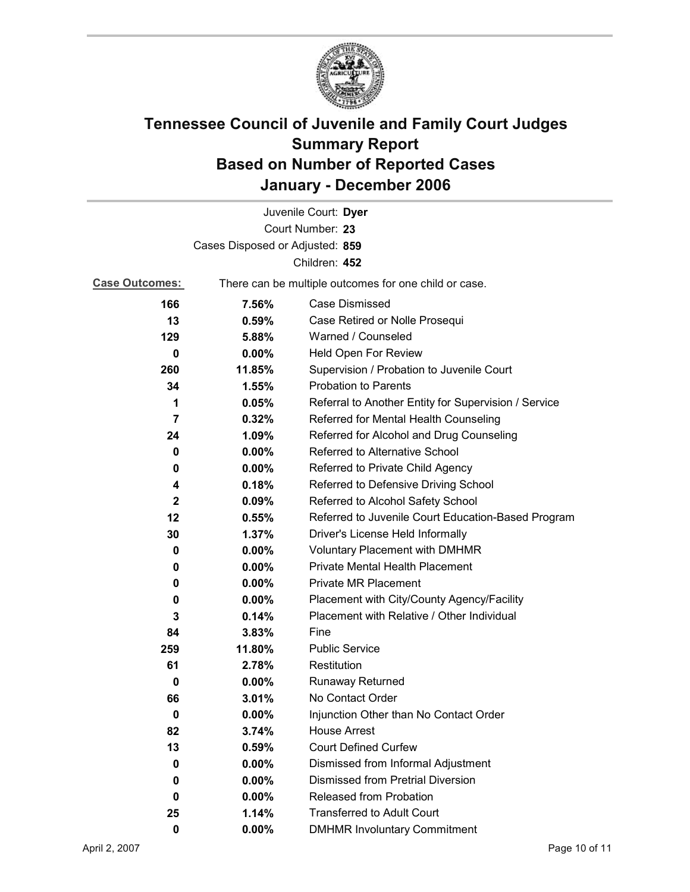# Tennessee Council of Juvenile and Family Court Judges Summary Report Based on Number of Reported Cases January - December 2006

Juvenile Court: **Dyer**

Court Number: **23**

Cases Disposed or Adjusted: **859**

Children: **452**

**Case Outcomes:** There can be multiple outcomes for one child or case.

| Count | Percent | Outcome |
|---|---|---|
| 166 | 7.56% | Case Dismissed |
| 13 | 0.59% | Case Retired or Nolle Prosequi |
| 129 | 5.88% | Warned / Counseled |
| 0 | 0.00% | Held Open For Review |
| 260 | 11.85% | Supervision / Probation to Juvenile Court |
| 34 | 1.55% | Probation to Parents |
| 1 | 0.05% | Referral to Another Entity for Supervision / Service |
| 7 | 0.32% | Referred for Mental Health Counseling |
| 24 | 1.09% | Referred for Alcohol and Drug Counseling |
| 0 | 0.00% | Referred to Alternative School |
| 0 | 0.00% | Referred to Private Child Agency |
| 4 | 0.18% | Referred to Defensive Driving School |
| 2 | 0.09% | Referred to Alcohol Safety School |
| 12 | 0.55% | Referred to Juvenile Court Education-Based Program |
| 30 | 1.37% | Driver's License Held Informally |
| 0 | 0.00% | Voluntary Placement with DMHMR |
| 0 | 0.00% | Private Mental Health Placement |
| 0 | 0.00% | Private MR Placement |
| 0 | 0.00% | Placement with City/County Agency/Facility |
| 3 | 0.14% | Placement with Relative / Other Individual |
| 84 | 3.83% | Fine |
| 259 | 11.80% | Public Service |
| 61 | 2.78% | Restitution |
| 0 | 0.00% | Runaway Returned |
| 66 | 3.01% | No Contact Order |
| 0 | 0.00% | Injunction Other than No Contact Order |
| 82 | 3.74% | House Arrest |
| 13 | 0.59% | Court Defined Curfew |
| 0 | 0.00% | Dismissed from Informal Adjustment |
| 0 | 0.00% | Dismissed from Pretrial Diversion |
| 0 | 0.00% | Released from Probation |
| 25 | 1.14% | Transferred to Adult Court |
| 0 | 0.00% | DMHMR Involuntary Commitment |

April 2, 2007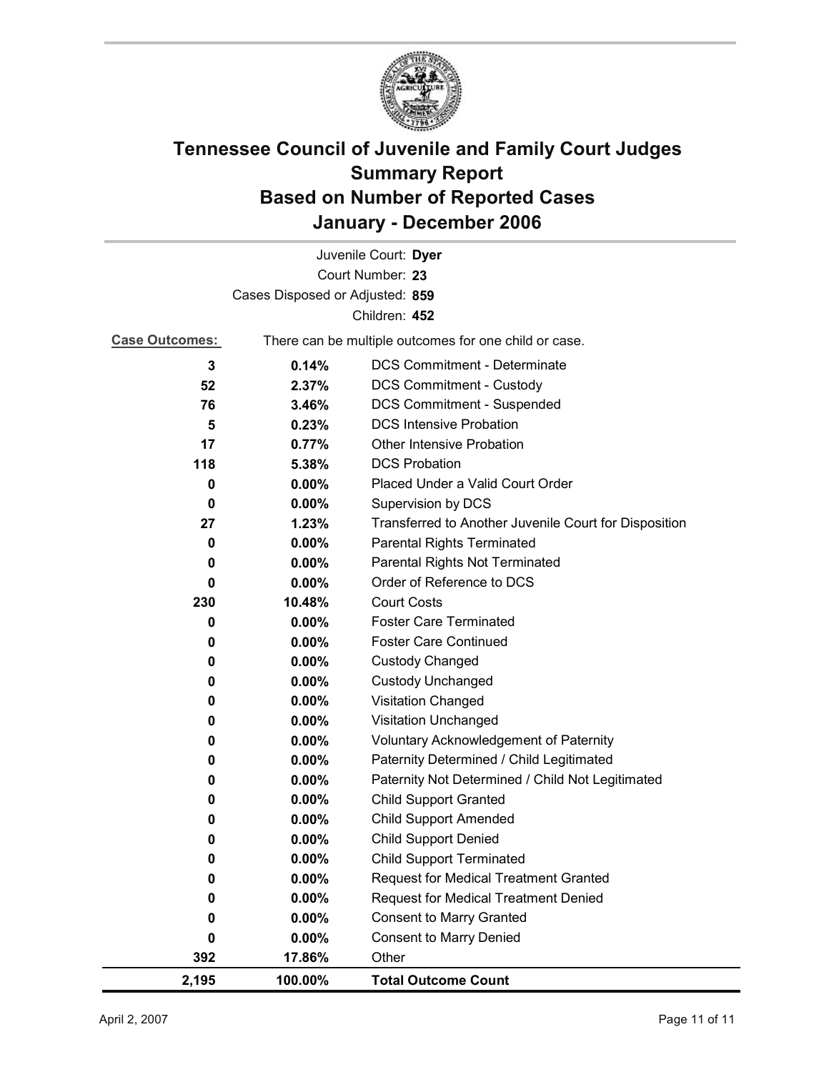# Tennessee Council of Juvenile and Family Court Judges
# Summary Report
# Based on Number of Reported Cases
# January - December 2006

Juvenile Court: **Dyer**
Court Number: **23**
Cases Disposed or Adjusted: **859**
Children: **452**

**Case Outcomes:** There can be multiple outcomes for one child or case.

| | | |
|---|---|---|
| **3** | **0.14%** | DCS Commitment - Determinate |
| **52** | **2.37%** | DCS Commitment - Custody |
| **76** | **3.46%** | DCS Commitment - Suspended |
| **5** | **0.23%** | DCS Intensive Probation |
| **17** | **0.77%** | Other Intensive Probation |
| **118** | **5.38%** | DCS Probation |
| **0** | **0.00%** | Placed Under a Valid Court Order |
| **0** | **0.00%** | Supervision by DCS |
| **27** | **1.23%** | Transferred to Another Juvenile Court for Disposition |
| **0** | **0.00%** | Parental Rights Terminated |
| **0** | **0.00%** | Parental Rights Not Terminated |
| **0** | **0.00%** | Order of Reference to DCS |
| **230** | **10.48%** | Court Costs |
| **0** | **0.00%** | Foster Care Terminated |
| **0** | **0.00%** | Foster Care Continued |
| **0** | **0.00%** | Custody Changed |
| **0** | **0.00%** | Custody Unchanged |
| **0** | **0.00%** | Visitation Changed |
| **0** | **0.00%** | Visitation Unchanged |
| **0** | **0.00%** | Voluntary Acknowledgement of Paternity |
| **0** | **0.00%** | Paternity Determined / Child Legitimated |
| **0** | **0.00%** | Paternity Not Determined / Child Not Legitimated |
| **0** | **0.00%** | Child Support Granted |
| **0** | **0.00%** | Child Support Amended |
| **0** | **0.00%** | Child Support Denied |
| **0** | **0.00%** | Child Support Terminated |
| **0** | **0.00%** | Request for Medical Treatment Granted |
| **0** | **0.00%** | Request for Medical Treatment Denied |
| **0** | **0.00%** | Consent to Marry Granted |
| **0** | **0.00%** | Consent to Marry Denied |
| **392** | **17.86%** | Other |
| **2,195** | **100.00%** | **Total Outcome Count** |

April 2, 2007